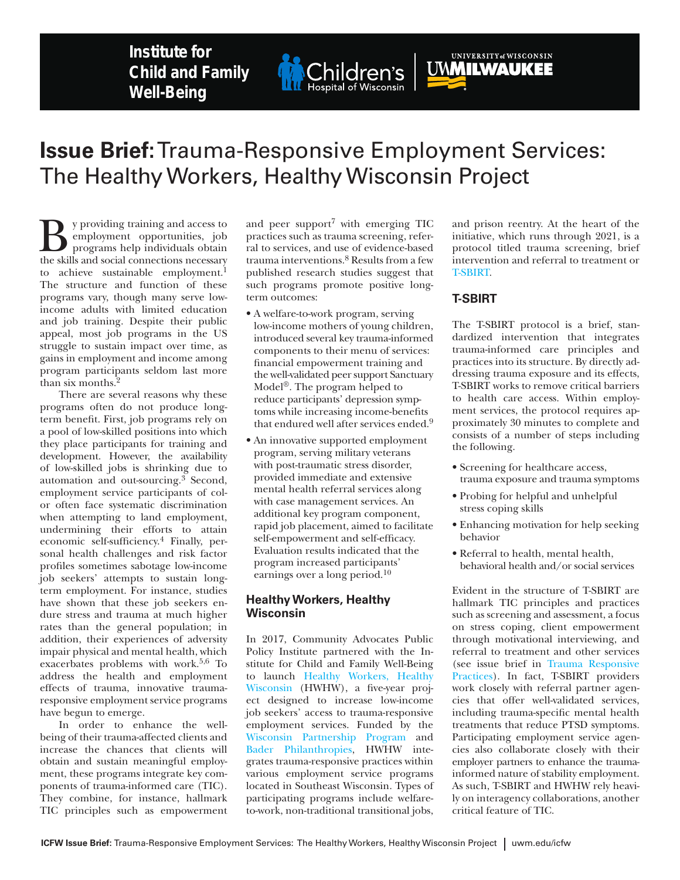Institute for Child and Family Well-Being

# Issue Brief: Trauma-Responsive Employment Services: The Healthy Workers, Healthy Wisconsin Project

By providing training and access to employment opportunities, job programs help individuals obtain the skills and social connections necessary to achieve sustainable employment.[1] The structure and function of these programs vary, though many serve low-income adults with limited education and job training. Despite their public appeal, most job programs in the US struggle to sustain impact over time, as gains in employment and income among program participants seldom last more than six months.[2]

There are several reasons why these programs often do not produce long-term benefit. First, job programs rely on a pool of low-skilled positions into which they place participants for training and development. However, the availability of low-skilled jobs is shrinking due to automation and out-sourcing.[3] Second, employment service participants of color often face systematic discrimination when attempting to land employment, undermining their efforts to attain economic self-sufficiency.[4] Finally, personal health challenges and risk factor profiles sometimes sabotage low-income job seekers' attempts to sustain long-term employment. For instance, studies have shown that these job seekers endure stress and trauma at much higher rates than the general population; in addition, their experiences of adversity impair physical and mental health, which exacerbates problems with work.[5,6] To address the health and employment effects of trauma, innovative trauma-responsive employment service programs have begun to emerge.

In order to enhance the well-being of their trauma-affected clients and increase the chances that clients will obtain and sustain meaningful employment, these programs integrate key components of trauma-informed care (TIC). They combine, for instance, hallmark TIC principles such as empowerment and peer support[7] with emerging TIC practices such as trauma screening, referral to services, and use of evidence-based trauma interventions.[8] Results from a few published research studies suggest that such programs promote positive long-term outcomes:

- A welfare-to-work program, serving low-income mothers of young children, introduced several key trauma-informed components to their menu of services: financial empowerment training and the well-validated peer support Sanctuary Model®. The program helped to reduce participants' depression symptoms while increasing income-benefits that endured well after services ended.[9]
- An innovative supported employment program, serving military veterans with post-traumatic stress disorder, provided immediate and extensive mental health referral services along with case management services. An additional key program component, rapid job placement, aimed to facilitate self-empowerment and self-efficacy. Evaluation results indicated that the program increased participants' earnings over a long period.[10]

## Healthy Workers, Healthy Wisconsin

In 2017, Community Advocates Public Policy Institute partnered with the Institute for Child and Family Well-Being to launch Healthy Workers, Healthy Wisconsin (HWHW), a five-year project designed to increase low-income job seekers' access to trauma-responsive employment services. Funded by the Wisconsin Partnership Program and Bader Philanthropies, HWHW integrates trauma-responsive practices within various employment service programs located in Southeast Wisconsin. Types of participating programs include welfare-to-work, non-traditional transitional jobs, and prison reentry. At the heart of the initiative, which runs through 2021, is a protocol titled trauma screening, brief intervention and referral to treatment or T-SBIRT.

## T-SBIRT

The T-SBIRT protocol is a brief, standardized intervention that integrates trauma-informed care principles and practices into its structure. By directly addressing trauma exposure and its effects, T-SBIRT works to remove critical barriers to health care access. Within employment services, the protocol requires approximately 30 minutes to complete and consists of a number of steps including the following.

- Screening for healthcare access, trauma exposure and trauma symptoms
- Probing for helpful and unhelpful stress coping skills
- Enhancing motivation for help seeking behavior
- Referral to health, mental health, behavioral health and/or social services

Evident in the structure of T-SBIRT are hallmark TIC principles and practices such as screening and assessment, a focus on stress coping, client empowerment through motivational interviewing, and referral to treatment and other services (see issue brief in Trauma Responsive Practices). In fact, T-SBIRT providers work closely with referral partner agencies that offer well-validated services, including trauma-specific mental health treatments that reduce PTSD symptoms. Participating employment service agencies also collaborate closely with their employer partners to enhance the trauma-informed nature of stability employment. As such, T-SBIRT and HWHW rely heavily on interagency collaborations, another critical feature of TIC.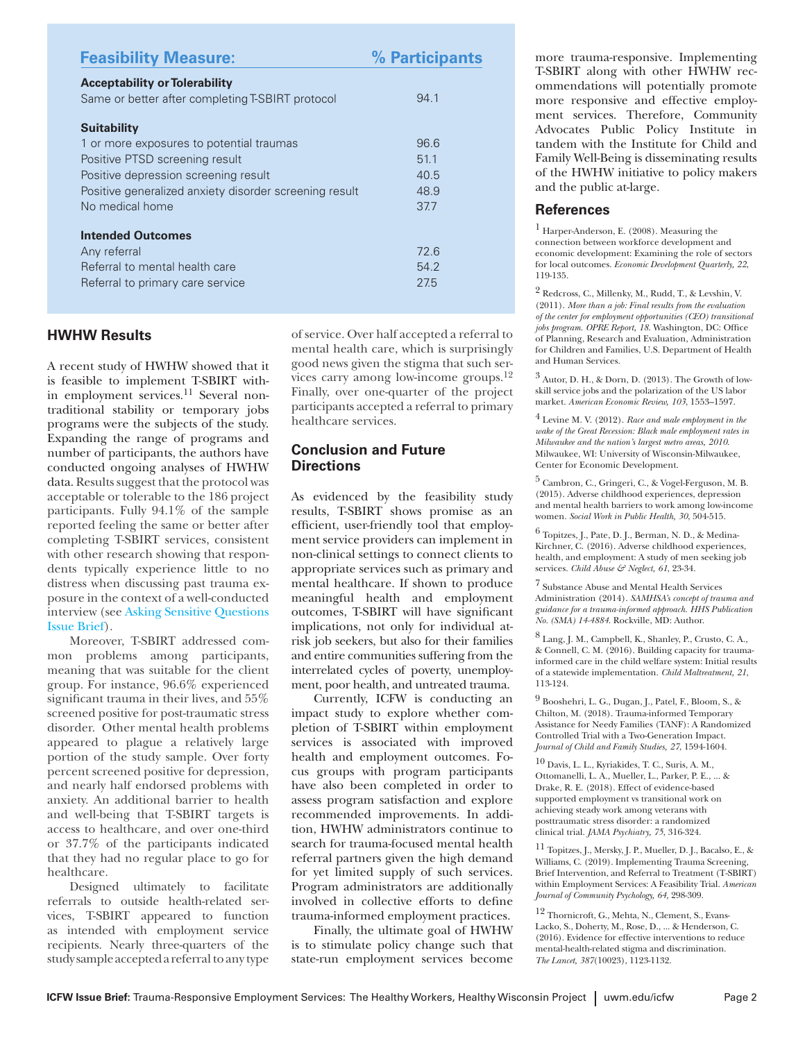| Feasibility Measure: | % Participants |
|---|---|
| **Acceptability or Tolerability** | |
| Same or better after completing T-SBIRT protocol | 94.1 |
| **Suitability** | |
| 1 or more exposures to potential traumas | 96.6 |
| Positive PTSD screening result | 51.1 |
| Positive depression screening result | 40.5 |
| Positive generalized anxiety disorder screening result | 48.9 |
| No medical home | 37.7 |
| **Intended Outcomes** | |
| Any referral | 72.6 |
| Referral to mental health care | 54.2 |
| Referral to primary care service | 27.5 |

## HWHW Results

A recent study of HWHW showed that it is feasible to implement T-SBIRT within employment services.[11] Several nontraditional stability or temporary jobs programs were the subjects of the study. Expanding the range of programs and number of participants, the authors have conducted ongoing analyses of HWHW data. Results suggest that the protocol was acceptable or tolerable to the 186 project participants. Fully 94.1% of the sample reported feeling the same or better after completing T-SBIRT services, consistent with other research showing that respondents typically experience little to no distress when discussing past trauma exposure in the context of a well-conducted interview (see Asking Sensitive Questions Issue Brief).

Moreover, T-SBIRT addressed common problems among participants, meaning that was suitable for the client group. For instance, 96.6% experienced significant trauma in their lives, and 55% screened positive for post-traumatic stress disorder. Other mental health problems appeared to plague a relatively large portion of the study sample. Over forty percent screened positive for depression, and nearly half endorsed problems with anxiety. An additional barrier to health and well-being that T-SBIRT targets is access to healthcare, and over one-third or 37.7% of the participants indicated that they had no regular place to go for healthcare.

Designed ultimately to facilitate referrals to outside health-related services, T-SBIRT appeared to function as intended with employment service recipients. Nearly three-quarters of the study sample accepted a referral to any type of service. Over half accepted a referral to mental health care, which is surprisingly good news given the stigma that such services carry among low-income groups.[12] Finally, over one-quarter of the project participants accepted a referral to primary healthcare services.

## Conclusion and Future Directions

As evidenced by the feasibility study results, T-SBIRT shows promise as an efficient, user-friendly tool that employment service providers can implement in non-clinical settings to connect clients to appropriate services such as primary and mental healthcare. If shown to produce meaningful health and employment outcomes, T-SBIRT will have significant implications, not only for individual at-risk job seekers, but also for their families and entire communities suffering from the interrelated cycles of poverty, unemployment, poor health, and untreated trauma.

Currently, ICFW is conducting an impact study to explore whether completion of T-SBIRT within employment services is associated with improved health and employment outcomes. Focus groups with program participants have also been completed in order to assess program satisfaction and explore recommended improvements. In addition, HWHW administrators continue to search for trauma-focused mental health referral partners given the high demand for yet limited supply of such services. Program administrators are additionally involved in collective efforts to define trauma-informed employment practices.

Finally, the ultimate goal of HWHW is to stimulate policy change such that state-run employment services become more trauma-responsive. Implementing T-SBIRT along with other HWHW recommendations will potentially promote more responsive and effective employment services. Therefore, Community Advocates Public Policy Institute in tandem with the Institute for Child and Family Well-Being is disseminating results of the HWHW initiative to policy makers and the public at-large.

## References

[1] Harper-Anderson, E. (2008). Measuring the connection between workforce development and economic development: Examining the role of sectors for local outcomes. *Economic Development Quarterly, 22*, 119-135.

[2] Redcross, C., Millenky, M., Rudd, T., & Levshin, V. (2011). *More than a job: Final results from the evaluation of the center for employment opportunities (CEO) transitional jobs program. OPRE Report, 18.* Washington, DC: Office of Planning, Research and Evaluation, Administration for Children and Families, U.S. Department of Health and Human Services.

[3] Autor, D. H., & Dorn, D. (2013). The Growth of low-skill service jobs and the polarization of the US labor market. *American Economic Review, 103*, 1553–1597.

[4] Levine M. V. (2012). *Race and male employment in the wake of the Great Recession: Black male employment rates in Milwaukee and the nation's largest metro areas, 2010.* Milwaukee, WI: University of Wisconsin-Milwaukee, Center for Economic Development.

[5] Cambron, C., Gringeri, C., & Vogel-Ferguson, M. B. (2015). Adverse childhood experiences, depression and mental health barriers to work among low-income women. *Social Work in Public Health, 30*, 504-515.

[6] Topitzes, J., Pate, D. J., Berman, N. D., & Medina-Kirchner, C. (2016). Adverse childhood experiences, health, and employment: A study of men seeking job services. *Child Abuse & Neglect, 61*, 23-34.

[7] Substance Abuse and Mental Health Services Administration (2014). *SAMHSA's concept of trauma and guidance for a trauma-informed approach. HHS Publication No. (SMA) 14-4884.* Rockville, MD: Author.

[8] Lang, J. M., Campbell, K., Shanley, P., Crusto, C. A., & Connell, C. M. (2016). Building capacity for trauma-informed care in the child welfare system: Initial results of a statewide implementation. *Child Maltreatment, 21*, 113-124.

[9] Booshehri, L. G., Dugan, J., Patel, F., Bloom, S., & Chilton, M. (2018). Trauma-informed Temporary Assistance for Needy Families (TANF): A Randomized Controlled Trial with a Two-Generation Impact. *Journal of Child and Family Studies, 27*, 1594-1604.

[10] Davis, L. L., Kyriakides, T. C., Suris, A. M., Ottomanelli, L. A., Mueller, L., Parker, P. E., ... & Drake, R. E. (2018). Effect of evidence-based supported employment vs transitional work on achieving steady work among veterans with posttraumatic stress disorder: a randomized clinical trial. *JAMA Psychiatry, 75*, 316-324.

[11] Topitzes, J., Mersky, J. P., Mueller, D. J., Bacalso, E., & Williams, C. (2019). Implementing Trauma Screening, Brief Intervention, and Referral to Treatment (T-SBIRT) within Employment Services: A Feasibility Trial. *American Journal of Community Psychology, 64*, 298-309.

[12] Thornicroft, G., Mehta, N., Clement, S., Evans-Lacko, S., Doherty, M., Rose, D., ... & Henderson, C. (2016). Evidence for effective interventions to reduce mental-health-related stigma and discrimination. *The Lancet, 387*(10023), 1123-1132.